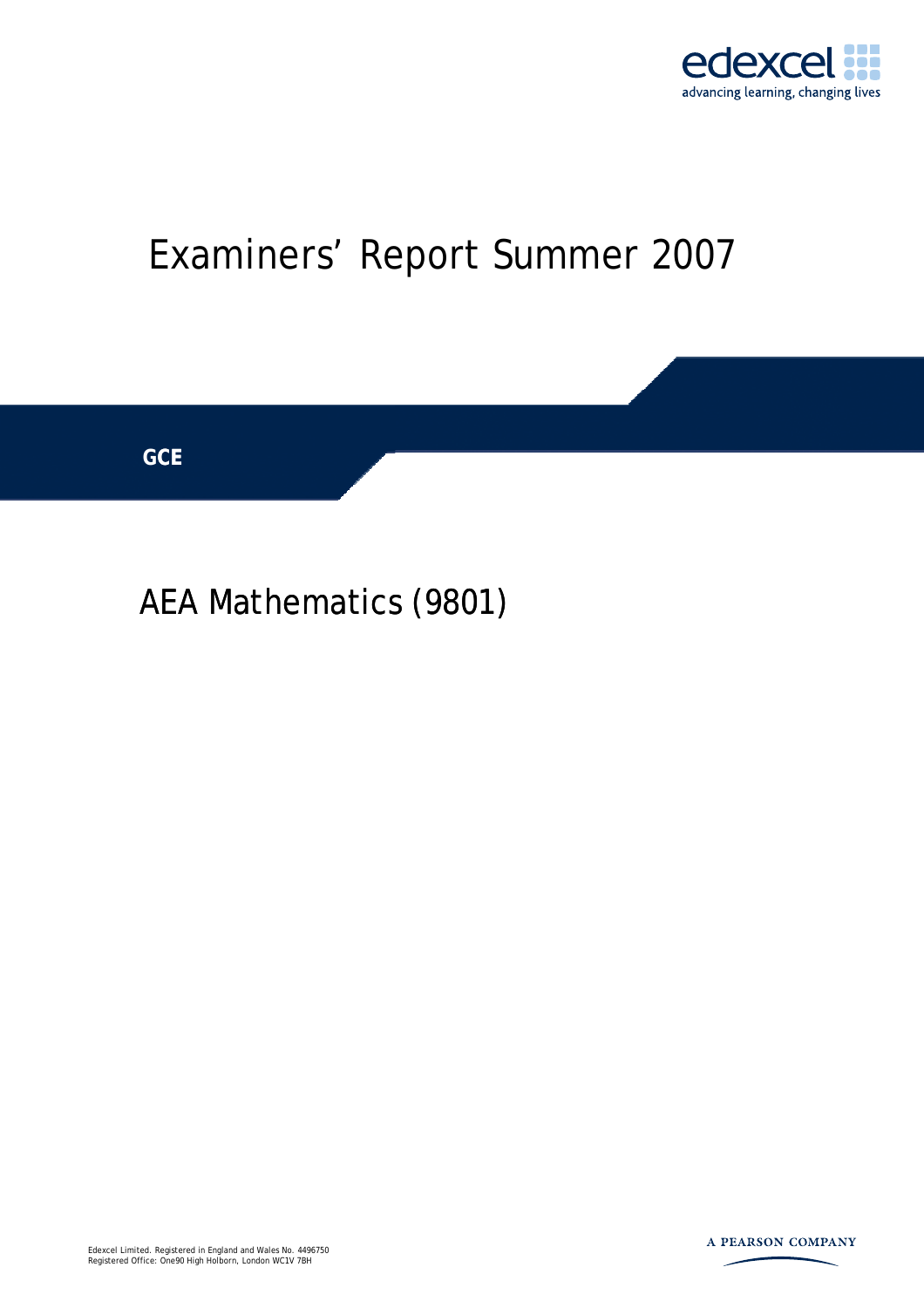edexcel

advancing learning, changing lives

# Examiners' Report Summer 2007

**GCE**

## AEA Mathematics (9801)

Edexcel Limited. Registered in England and Wales No. 4496750
Registered Office: One90 High Holborn, London WC1V 7BH

A PEARSON COMPANY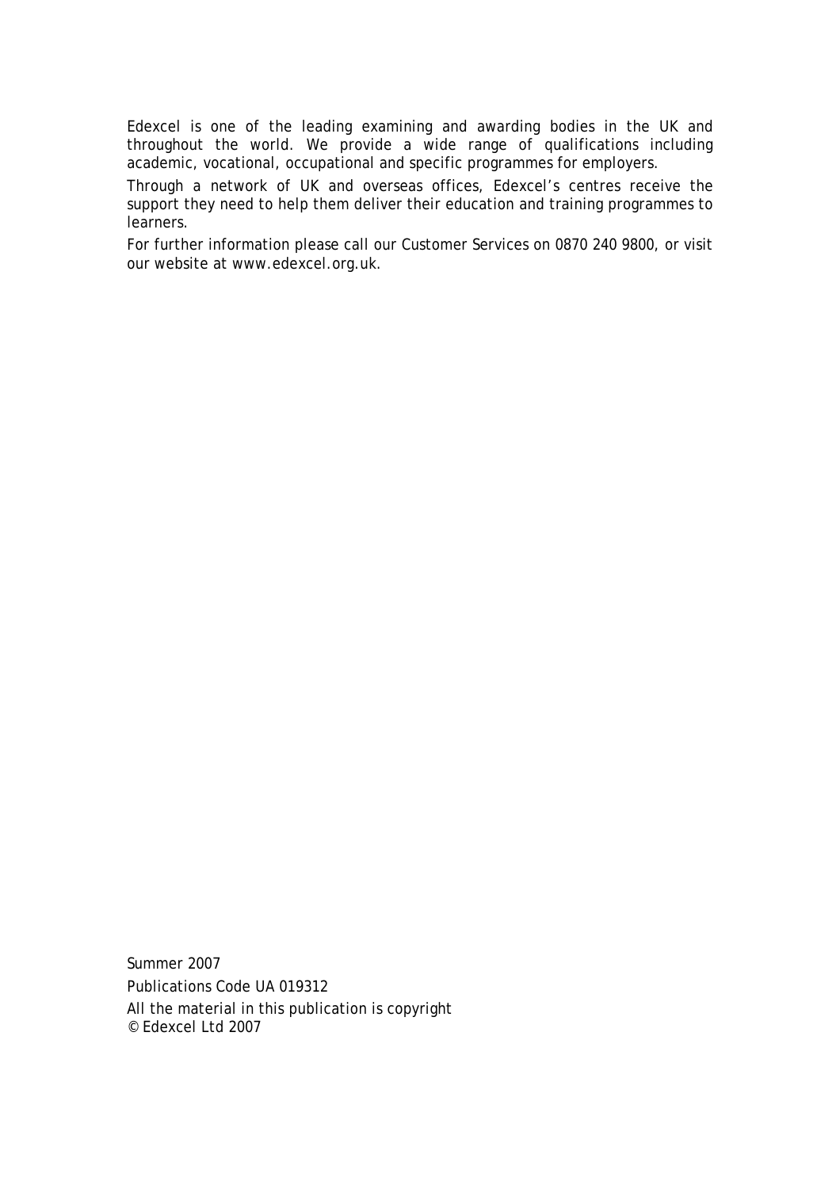Edexcel is one of the leading examining and awarding bodies in the UK and throughout the world. We provide a wide range of qualifications including academic, vocational, occupational and specific programmes for employers.

Through a network of UK and overseas offices, Edexcel's centres receive the support they need to help them deliver their education and training programmes to learners.

For further information please call our Customer Services on 0870 240 9800, or visit our website at www.edexcel.org.uk.

Summer 2007

Publications Code UA 019312

All the material in this publication is copyright
© Edexcel Ltd 2007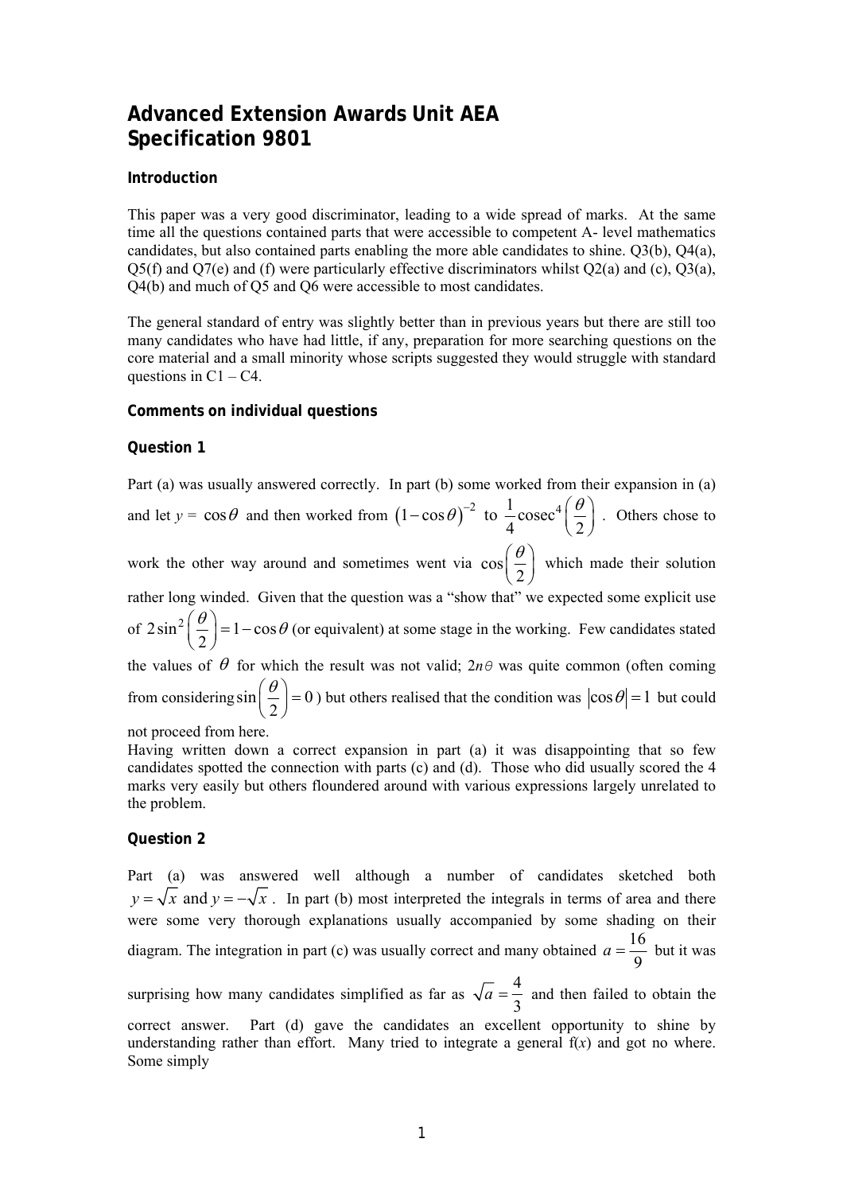# Advanced Extension Awards Unit AEA
# Specification 9801

### Introduction

This paper was a very good discriminator, leading to a wide spread of marks. At the same time all the questions contained parts that were accessible to competent A- level mathematics candidates, but also contained parts enabling the more able candidates to shine. Q3(b), Q4(a), Q5(f) and Q7(e) and (f) were particularly effective discriminators whilst Q2(a) and (c), Q3(a), Q4(b) and much of Q5 and Q6 were accessible to most candidates.

The general standard of entry was slightly better than in previous years but there are still too many candidates who have had little, if any, preparation for more searching questions on the core material and a small minority whose scripts suggested they would struggle with standard questions in C1 – C4.

### Comments on individual questions

### Question 1

Part (a) was usually answered correctly. In part (b) some worked from their expansion in (a) and let $y = \cos\theta$ and then worked from $(1-\cos\theta)^{-2}$ to $\frac{1}{4}\text{cosec}^4\left(\frac{\theta}{2}\right)$. Others chose to work the other way around and sometimes went via $\cos\left(\frac{\theta}{2}\right)$ which made their solution rather long winded. Given that the question was a "show that" we expected some explicit use of $2\sin^2\left(\frac{\theta}{2}\right) = 1-\cos\theta$ (or equivalent) at some stage in the working. Few candidates stated the values of $\theta$ for which the result was not valid; $2n\theta$ was quite common (often coming from considering $\sin\left(\frac{\theta}{2}\right) = 0$) but others realised that the condition was $|\cos\theta| = 1$ but could not proceed from here.

Having written down a correct expansion in part (a) it was disappointing that so few candidates spotted the connection with parts (c) and (d). Those who did usually scored the 4 marks very easily but others floundered around with various expressions largely unrelated to the problem.

### Question 2

Part (a) was answered well although a number of candidates sketched both $y = \sqrt{x}$ and $y = -\sqrt{x}$. In part (b) most interpreted the integrals in terms of area and there were some very thorough explanations usually accompanied by some shading on their diagram. The integration in part (c) was usually correct and many obtained $a = \frac{16}{9}$ but it was surprising how many candidates simplified as far as $\sqrt{a} = \frac{4}{3}$ and then failed to obtain the correct answer. Part (d) gave the candidates an excellent opportunity to shine by understanding rather than effort. Many tried to integrate a general f(*x*) and got no where. Some simply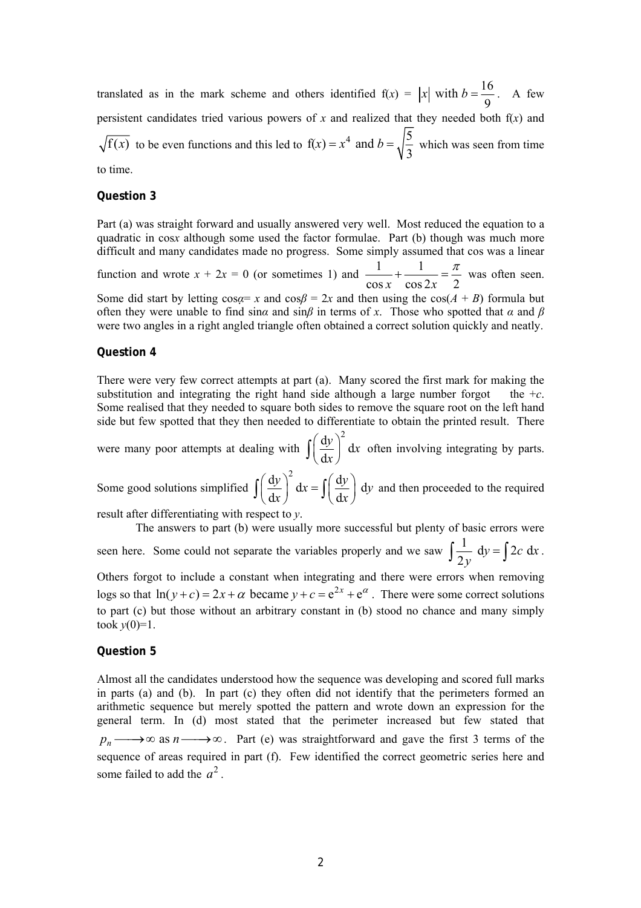translated as in the mark scheme and others identified f($x$) = $|x|$ with $b = \frac{16}{9}$. A few persistent candidates tried various powers of $x$ and realized that they needed both f($x$) and $\sqrt{\text{f}(x)}$ to be even functions and this led to $\text{f}(x) = x^4$ and $b = \sqrt{\frac{5}{3}}$ which was seen from time to time.

### Question 3

Part (a) was straight forward and usually answered very well. Most reduced the equation to a quadratic in cos$x$ although some used the factor formulae. Part (b) though was much more difficult and many candidates made no progress. Some simply assumed that cos was a linear function and wrote $x + 2x = 0$ (or sometimes 1) and $\frac{1}{\cos x} + \frac{1}{\cos 2x} = \frac{\pi}{2}$ was often seen. Some did start by letting cos$\alpha$= $x$ and cos$\beta$ = 2$x$ and then using the cos($A$ + $B$) formula but often they were unable to find sin$\alpha$ and sin$\beta$ in terms of $x$. Those who spotted that $\alpha$ and $\beta$ were two angles in a right angled triangle often obtained a correct solution quickly and neatly.

### Question 4

There were very few correct attempts at part (a). Many scored the first mark for making the substitution and integrating the right hand side although a large number forgot the +$c$. Some realised that they needed to square both sides to remove the square root on the left hand side but few spotted that they then needed to differentiate to obtain the printed result. There were many poor attempts at dealing with $\int \left(\frac{\text{d}y}{\text{d}x}\right)^2 \text{d}x$ often involving integrating by parts. Some good solutions simplified $\int \left(\frac{\text{d}y}{\text{d}x}\right)^2 \text{d}x = \int \left(\frac{\text{d}y}{\text{d}x}\right) \text{d}y$ and then proceeded to the required result after differentiating with respect to $y$.

The answers to part (b) were usually more successful but plenty of basic errors were seen here. Some could not separate the variables properly and we saw $\int \frac{1}{2y} \text{d}y = \int 2c \text{ d}x$. Others forgot to include a constant when integrating and there were errors when removing logs so that $\ln(y + c) = 2x + \alpha$ became $y + c = \text{e}^{2x} + \text{e}^{\alpha}$. There were some correct solutions to part (c) but those without an arbitrary constant in (b) stood no chance and many simply took $y(0)$=1.

### Question 5

Almost all the candidates understood how the sequence was developing and scored full marks in parts (a) and (b). In part (c) they often did not identify that the perimeters formed an arithmetic sequence but merely spotted the pattern and wrote down an expression for the general term. In (d) most stated that the perimeter increased but few stated that $p_n \longrightarrow \infty$ as $n \longrightarrow \infty$. Part (e) was straightforward and gave the first 3 terms of the sequence of areas required in part (f). Few identified the correct geometric series here and some failed to add the $a^2$.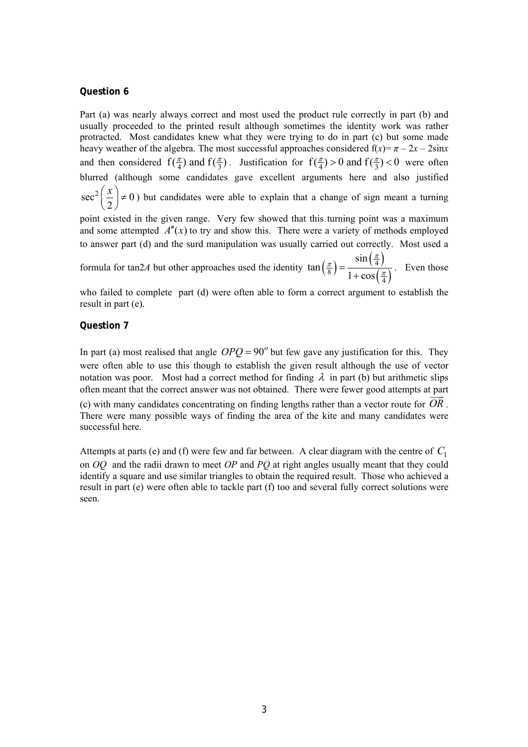### Question 6

Part (a) was nearly always correct and most used the product rule correctly in part (b) and usually proceeded to the printed result although sometimes the identity work was rather protracted. Most candidates knew what they were trying to do in part (c) but some made heavy weather of the algebra. The most successful approaches considered f($x$)= $\pi - 2x - 2\sin x$ and then considered $\text{f}(\frac{\pi}{4})$ and $\text{f}(\frac{\pi}{3})$. Justification for $\text{f}(\frac{\pi}{4}) > 0$ and $\text{f}(\frac{\pi}{3}) < 0$ were often blurred (although some candidates gave excellent arguments here and also justified $\sec^2\left(\frac{x}{2}\right) \neq 0$) but candidates were able to explain that a change of sign meant a turning point existed in the given range. Very few showed that this turning point was a maximum and some attempted $A''(x)$ to try and show this. There were a variety of methods employed to answer part (d) and the surd manipulation was usually carried out correctly. Most used a formula for tan2$A$ but other approaches used the identity $\tan\left(\frac{\pi}{8}\right) = \dfrac{\sin\left(\frac{\pi}{4}\right)}{1+\cos\left(\frac{\pi}{4}\right)}$. Even those who failed to complete part (d) were often able to form a correct argument to establish the result in part (e).

### Question 7

In part (a) most realised that angle $OPQ = 90^o$ but few gave any justification for this. They were often able to use this though to establish the given result although the use of vector notation was poor. Most had a correct method for finding $\lambda$ in part (b) but arithmetic slips often meant that the correct answer was not obtained. There were fewer good attempts at part (c) with many candidates concentrating on finding lengths rather than a vector route for $\overrightarrow{OR}$. There were many possible ways of finding the area of the kite and many candidates were successful here.

Attempts at parts (e) and (f) were few and far between. A clear diagram with the centre of $C_1$ on $OQ$ and the radii drawn to meet $OP$ and $PQ$ at right angles usually meant that they could identify a square and use similar triangles to obtain the required result. Those who achieved a result in part (e) were often able to tackle part (f) too and several fully correct solutions were seen.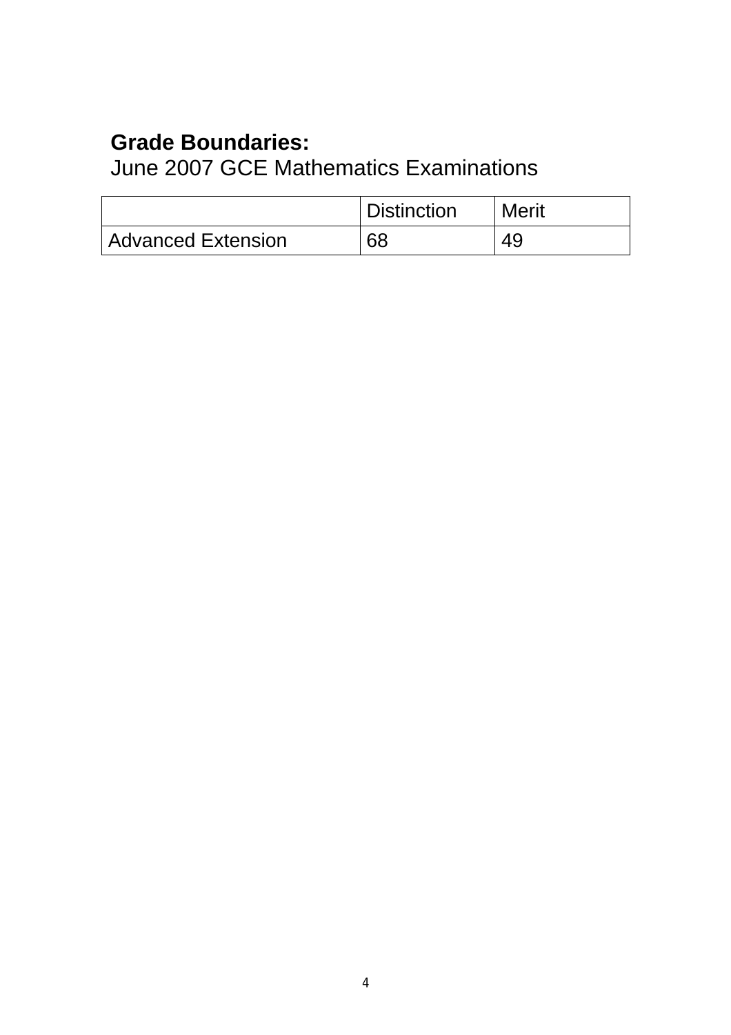**Grade Boundaries:**
June 2007 GCE Mathematics Examinations

| | Distinction | Merit |
|---|---|---|
| Advanced Extension | 68 | 49 |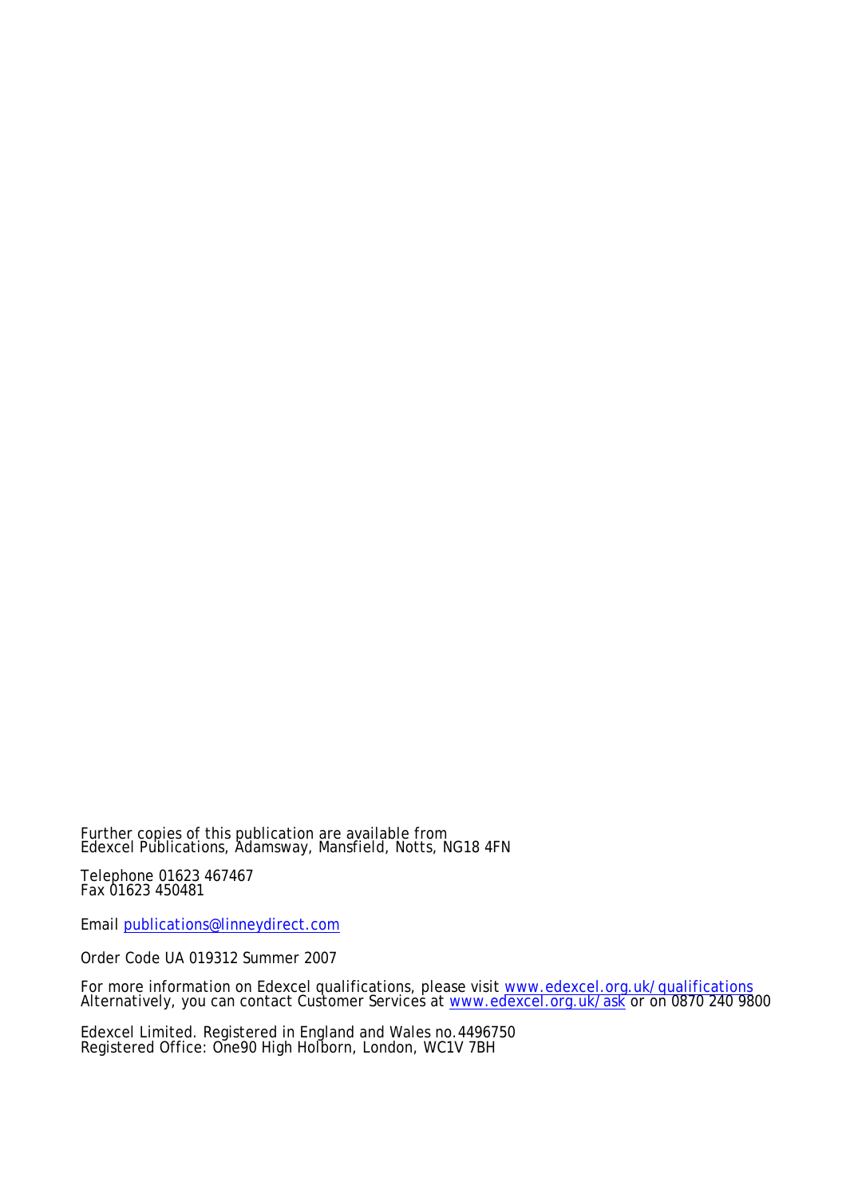Further copies of this publication are available from
Edexcel Publications, Adamsway, Mansfield, Notts, NG18 4FN

Telephone 01623 467467
Fax 01623 450481

Email publications@linneydirect.com

Order Code UA 019312 Summer 2007

For more information on Edexcel qualifications, please visit www.edexcel.org.uk/qualifications
Alternatively, you can contact Customer Services at www.edexcel.org.uk/ask or on 0870 240 9800

Edexcel Limited. Registered in England and Wales no.4496750
Registered Office: One90 High Holborn, London, WC1V 7BH